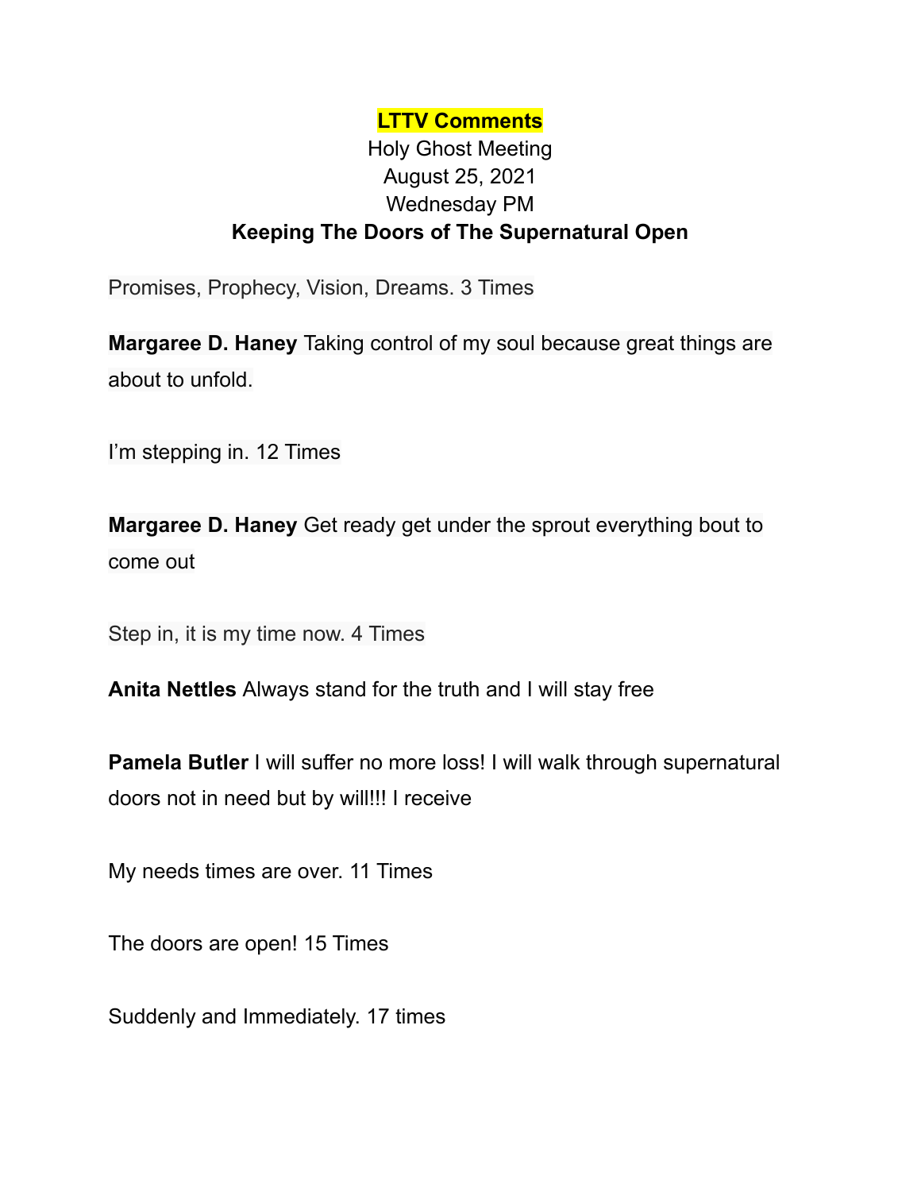# LTTV Comments

Holy Ghost Meeting

August 25, 2021

Wednesday PM

**Keeping The Doors of The Supernatural Open**

Promises, Prophecy, Vision, Dreams. 3 Times

**Margaree D. Haney** Taking control of my soul because great things are about to unfold.

I'm stepping in. 12 Times

**Margaree D. Haney** Get ready get under the sprout everything bout to come out

Step in, it is my time now. 4 Times

**Anita Nettles** Always stand for the truth and I will stay free

**Pamela Butler** I will suffer no more loss! I will walk through supernatural doors not in need but by will!!! I receive

My needs times are over. 11 Times

The doors are open! 15 Times

Suddenly and Immediately. 17 times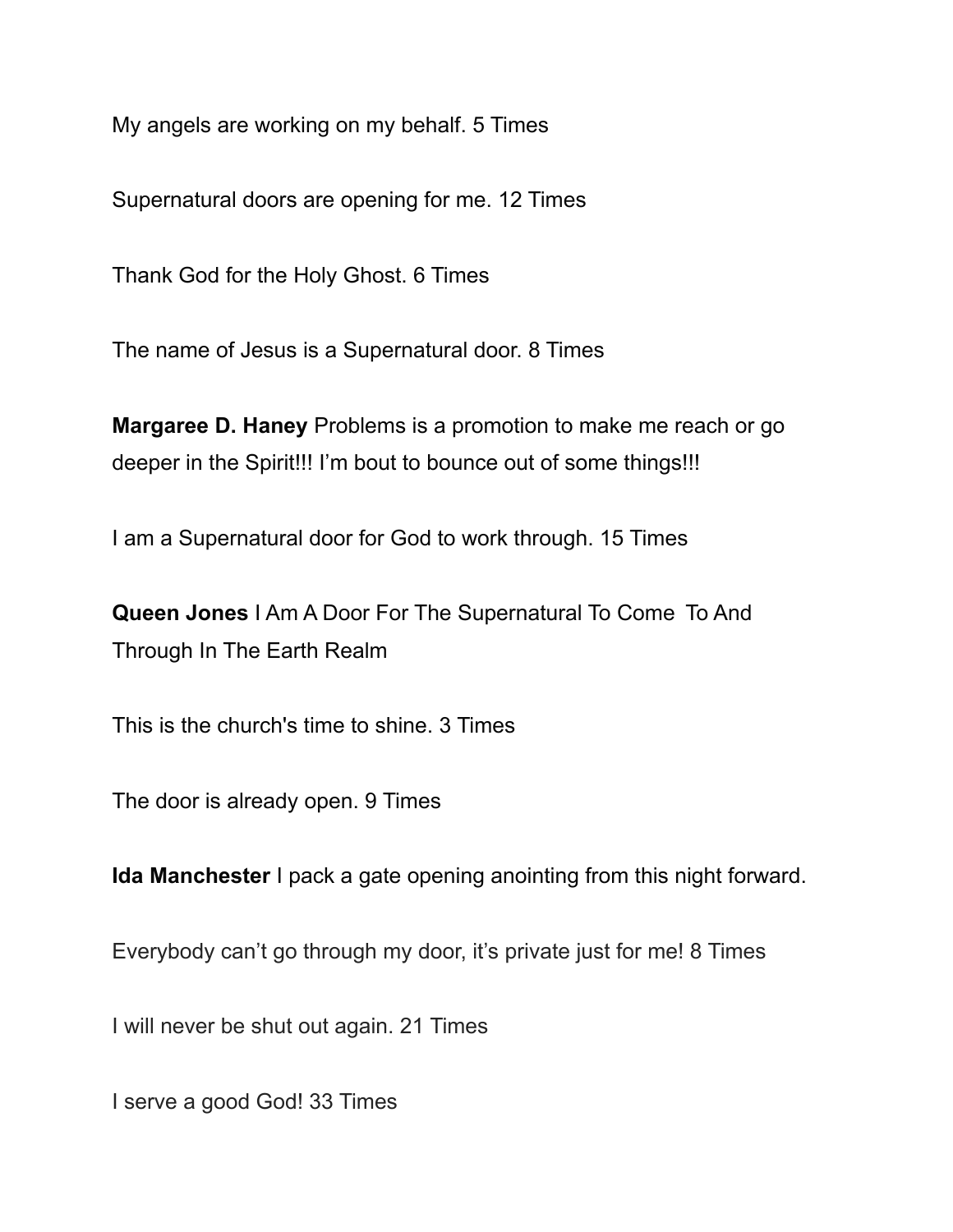My angels are working on my behalf. 5 Times

Supernatural doors are opening for me. 12 Times

Thank God for the Holy Ghost. 6 Times

The name of Jesus is a Supernatural door. 8 Times

**Margaree D. Haney** Problems is a promotion to make me reach or go deeper in the Spirit!!! I'm bout to bounce out of some things!!!

I am a Supernatural door for God to work through. 15 Times

**Queen Jones** I Am A Door For The Supernatural To Come To And Through In The Earth Realm

This is the church's time to shine. 3 Times

The door is already open. 9 Times

**Ida Manchester** I pack a gate opening anointing from this night forward.

Everybody can't go through my door, it's private just for me! 8 Times

I will never be shut out again. 21 Times

I serve a good God! 33 Times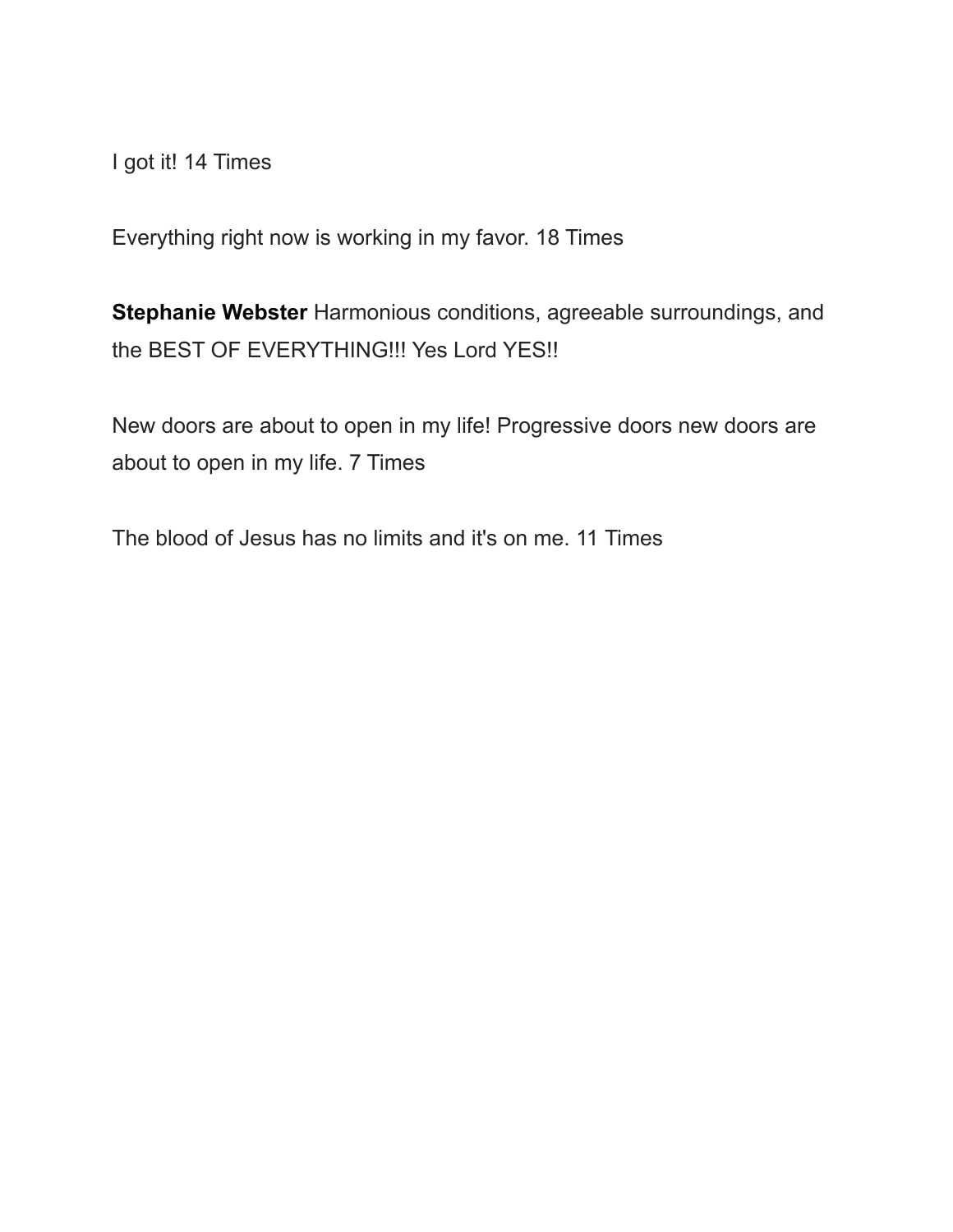I got it! 14 Times

Everything right now is working in my favor. 18 Times

**Stephanie Webster** Harmonious conditions, agreeable surroundings, and the BEST OF EVERYTHING!!! Yes Lord YES!!

New doors are about to open in my life! Progressive doors new doors are about to open in my life. 7 Times

The blood of Jesus has no limits and it's on me. 11 Times